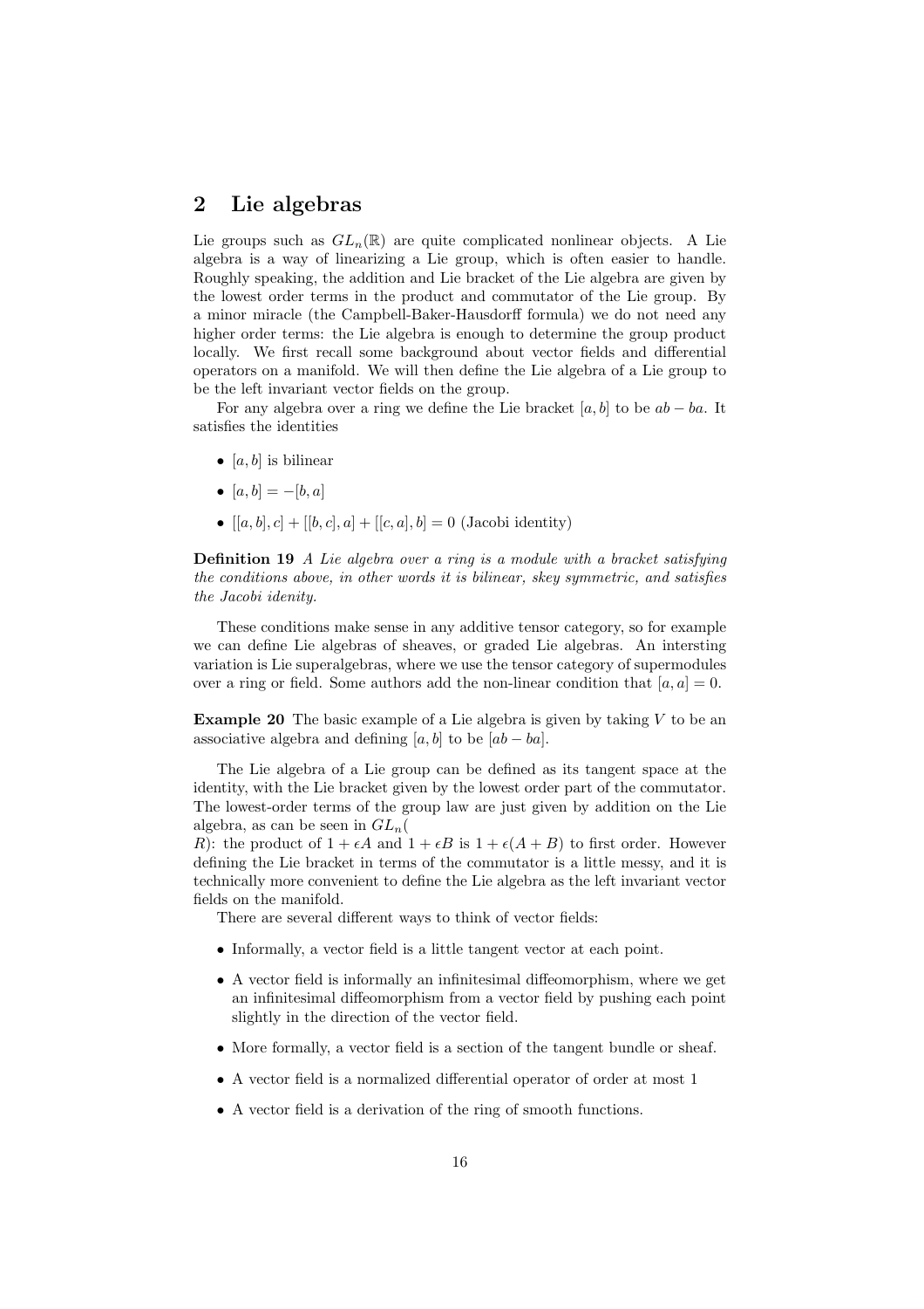## 2 Lie algebras

Lie groups such as $GL_n(\mathbb{R})$ are quite complicated nonlinear objects. A Lie algebra is a way of linearizing a Lie group, which is often easier to handle. Roughly speaking, the addition and Lie bracket of the Lie algebra are given by the lowest order terms in the product and commutator of the Lie group. By a minor miracle (the Campbell-Baker-Hausdorff formula) we do not need any higher order terms: the Lie algebra is enough to determine the group product locally. We first recall some background about vector fields and differential operators on a manifold. We will then define the Lie algebra of a Lie group to be the left invariant vector fields on the group.

For any algebra over a ring we define the Lie bracket $[a, b]$ to be $ab - ba$. It satisfies the identities

- $[a, b]$ is bilinear
- $[a, b] = -[b, a]$
- $[[a, b], c] + [[b, c], a] + [[c, a], b] = 0$ (Jacobi identity)

**Definition 19** *A Lie algebra over a ring is a module with a bracket satisfying the conditions above, in other words it is bilinear, skey symmetric, and satisfies the Jacobi idenity.*

These conditions make sense in any additive tensor category, so for example we can define Lie algebras of sheaves, or graded Lie algebras. An intersting variation is Lie superalgebras, where we use the tensor category of supermodules over a ring or field. Some authors add the non-linear condition that $[a, a] = 0$.

**Example 20** The basic example of a Lie algebra is given by taking $V$ to be an associative algebra and defining $[a, b]$ to be $[ab - ba]$.

The Lie algebra of a Lie group can be defined as its tangent space at the identity, with the Lie bracket given by the lowest order part of the commutator. The lowest-order terms of the group law are just given by addition on the Lie algebra, as can be seen in $GL_n($
$R)$: the product of $1 + \epsilon A$ and $1 + \epsilon B$ is $1 + \epsilon(A + B)$ to first order. However defining the Lie bracket in terms of the commutator is a little messy, and it is technically more convenient to define the Lie algebra as the left invariant vector fields on the manifold.

There are several different ways to think of vector fields:

- Informally, a vector field is a little tangent vector at each point.
- A vector field is informally an infinitesimal diffeomorphism, where we get an infinitesimal diffeomorphism from a vector field by pushing each point slightly in the direction of the vector field.
- More formally, a vector field is a section of the tangent bundle or sheaf.
- A vector field is a normalized differential operator of order at most 1
- A vector field is a derivation of the ring of smooth functions.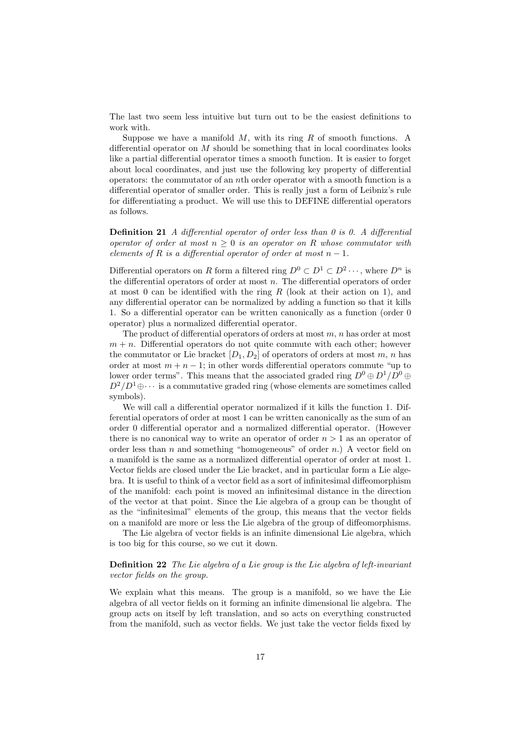The last two seem less intuitive but turn out to be the easiest definitions to work with.

Suppose we have a manifold $M$, with its ring $R$ of smooth functions. A differential operator on $M$ should be something that in local coordinates looks like a partial differential operator times a smooth function. It is easier to forget about local coordinates, and just use the following key property of differential operators: the commutator of an $n$th order operator with a smooth function is a differential operator of smaller order. This is really just a form of Leibniz's rule for differentiating a product. We will use this to DEFINE differential operators as follows.

**Definition 21** *A differential operator of order less than 0 is 0. A differential operator of order at most $n \geq 0$ is an operator on $R$ whose commutator with elements of $R$ is a differential operator of order at most $n-1$.*

Differential operators on $R$ form a filtered ring $D^0 \subset D^1 \subset D^2 \cdots$, where $D^n$ is the differential operators of order at most $n$. The differential operators of order at most 0 can be identified with the ring $R$ (look at their action on 1), and any differential operator can be normalized by adding a function so that it kills 1. So a differential operator can be written canonically as a function (order 0 operator) plus a normalized differential operator.

The product of differential operators of orders at most $m$, $n$ has order at most $m+n$. Differential operators do not quite commute with each other; however the commutator or Lie bracket $[D_1, D_2]$ of operators of orders at most $m$, $n$ has order at most $m+n-1$; in other words differential operators commute "up to lower order terms". This means that the associated graded ring $D^0 \oplus D^1/D^0 \oplus D^2/D^1 \oplus \cdots$ is a commutative graded ring (whose elements are sometimes called symbols).

We will call a differential operator normalized if it kills the function 1. Differential operators of order at most 1 can be written canonically as the sum of an order 0 differential operator and a normalized differential operator. (However there is no canonical way to write an operator of order $n > 1$ as an operator of order less than $n$ and something "homogeneous" of order $n$.) A vector field on a manifold is the same as a normalized differential operator of order at most 1. Vector fields are closed under the Lie bracket, and in particular form a Lie algebra. It is useful to think of a vector field as a sort of infinitesimal diffeomorphism of the manifold: each point is moved an infinitesimal distance in the direction of the vector at that point. Since the Lie algebra of a group can be thought of as the "infinitesimal" elements of the group, this means that the vector fields on a manifold are more or less the Lie algebra of the group of diffeomorphisms.

The Lie algebra of vector fields is an infinite dimensional Lie algebra, which is too big for this course, so we cut it down.

**Definition 22** *The Lie algebra of a Lie group is the Lie algebra of left-invariant vector fields on the group.*

We explain what this means. The group is a manifold, so we have the Lie algebra of all vector fields on it forming an infinite dimensional lie algebra. The group acts on itself by left translation, and so acts on everything constructed from the manifold, such as vector fields. We just take the vector fields fixed by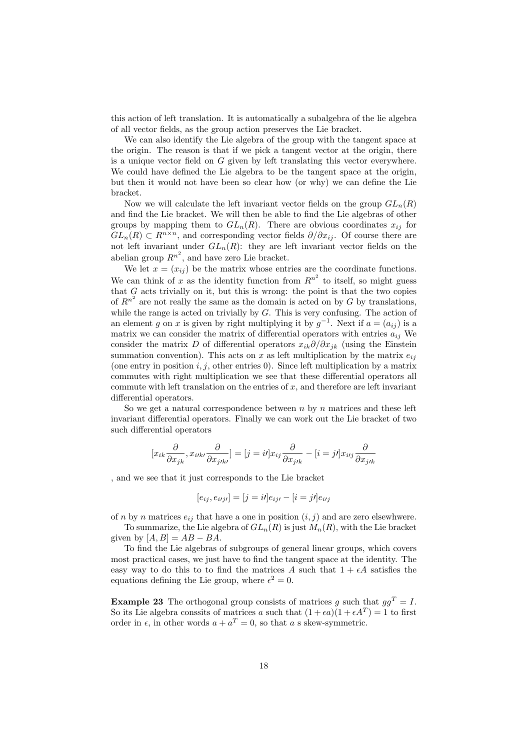this action of left translation. It is automatically a subalgebra of the lie algebra of all vector fields, as the group action preserves the Lie bracket.

We can also identify the Lie algebra of the group with the tangent space at the origin. The reason is that if we pick a tangent vector at the origin, there is a unique vector field on $G$ given by left translating this vector everywhere. We could have defined the Lie algebra to be the tangent space at the origin, but then it would not have been so clear how (or why) we can define the Lie bracket.

Now we will calculate the left invariant vector fields on the group $GL_n(R)$ and find the Lie bracket. We will then be able to find the Lie algebras of other groups by mapping them to $GL_n(R)$. There are obvious coordinates $x_{ij}$ for $GL_n(R) \subset R^{n \times n}$, and corresponding vector fields $\partial/\partial x_{ij}$. Of course there are not left invariant under $GL_n(R)$: they are left invariant vector fields on the abelian group $R^{n^2}$, and have zero Lie bracket.

We let $x = (x_{ij})$ be the matrix whose entries are the coordinate functions. We can think of $x$ as the identity function from $R^{n^2}$ to itself, so might guess that $G$ acts trivially on it, but this is wrong: the point is that the two copies of $R^{n^2}$ are not really the same as the domain is acted on by $G$ by translations, while the range is acted on trivially by $G$. This is very confusing. The action of an element $g$ on $x$ is given by right multiplying it by $g^{-1}$. Next if $a = (a_{ij})$ is a matrix we can consider the matrix of differential operators with entries $a_{ij}$ We consider the matrix $D$ of differential operators $x_{ik}\partial/\partial x_{jk}$ (using the Einstein summation convention). This acts on $x$ as left multiplication by the matrix $e_{ij}$ (one entry in position $i, j$, other entries 0). Since left multiplication by a matrix commutes with right multiplication we see that these differential operators all commute with left translation on the entries of $x$, and therefore are left invariant differential operators.

So we get a natural correspondence between $n$ by $n$ matrices and these left invariant differential operators. Finally we can work out the Lie bracket of two such differential operators

$$[x_{ik}\frac{\partial}{\partial x_{jk}}, x_{i\prime k\prime}\frac{\partial}{\partial x_{j\prime k\prime}}] = [j = i\prime]x_{ij}\frac{\partial}{\partial x_{j\prime k}} - [i = j\prime]x_{i\prime j}\frac{\partial}{\partial x_{j\prime k}}$$

, and we see that it just corresponds to the Lie bracket

$$[e_{ij}, e_{i\prime j\prime}] = [j = i\prime]e_{ij\prime} - [i = j\prime]e_{i\prime j}$$

of $n$ by $n$ matrices $e_{ij}$ that have a one in position $(i, j)$ and are zero elsewhwere.

To summarize, the Lie algebra of $GL_n(R)$ is just $M_n(R)$, with the Lie bracket given by $[A, B] = AB - BA$.

To find the Lie algebras of subgroups of general linear groups, which covers most practical cases, we just have to find the tangent space at the identity. The easy way to do this to to find the matrices $A$ such that $1 + \epsilon A$ satisfies the equations defining the Lie group, where $\epsilon^2 = 0$.

**Example 23** The orthogonal group consists of matrices $g$ such that $gg^T = I$. So its Lie algebra conssits of matrices $a$ such that $(1 + \epsilon a)(1 + \epsilon A^T) = 1$ to first order in $\epsilon$, in other words $a + a^T = 0$, so that $a$ s skew-symmetric.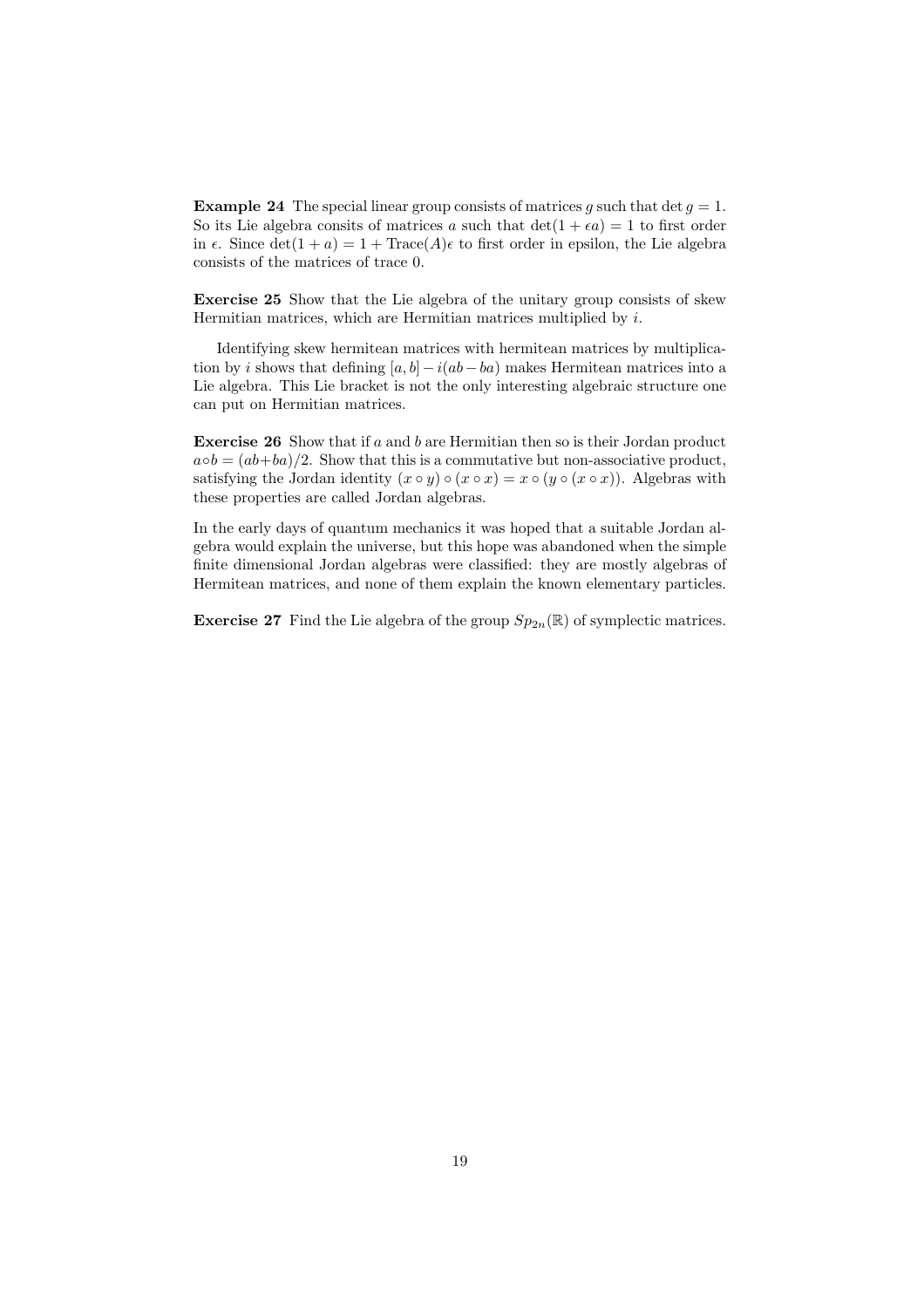**Example 24** The special linear group consists of matrices $g$ such that $\det g = 1$. So its Lie algebra consits of matrices $a$ such that $\det(1 + \epsilon a) = 1$ to first order in $\epsilon$. Since $\det(1 + a) = 1 + \mathrm{Trace}(A)\epsilon$ to first order in epsilon, the Lie algebra consists of the matrices of trace 0.

**Exercise 25** Show that the Lie algebra of the unitary group consists of skew Hermitian matrices, which are Hermitian matrices multiplied by $i$.

Identifying skew hermitean matrices with hermitean matrices by multiplication by $i$ shows that defining $[a, b] - i(ab - ba)$ makes Hermitean matrices into a Lie algebra. This Lie bracket is not the only interesting algebraic structure one can put on Hermitian matrices.

**Exercise 26** Show that if $a$ and $b$ are Hermitian then so is their Jordan product $a \circ b = (ab + ba)/2$. Show that this is a commutative but non-associative product, satisfying the Jordan identity $(x \circ y) \circ (x \circ x) = x \circ (y \circ (x \circ x))$. Algebras with these properties are called Jordan algebras.

In the early days of quantum mechanics it was hoped that a suitable Jordan algebra would explain the universe, but this hope was abandoned when the simple finite dimensional Jordan algebras were classified: they are mostly algebras of Hermitean matrices, and none of them explain the known elementary particles.

**Exercise 27** Find the Lie algebra of the group $Sp_{2n}(\mathbb{R})$ of symplectic matrices.